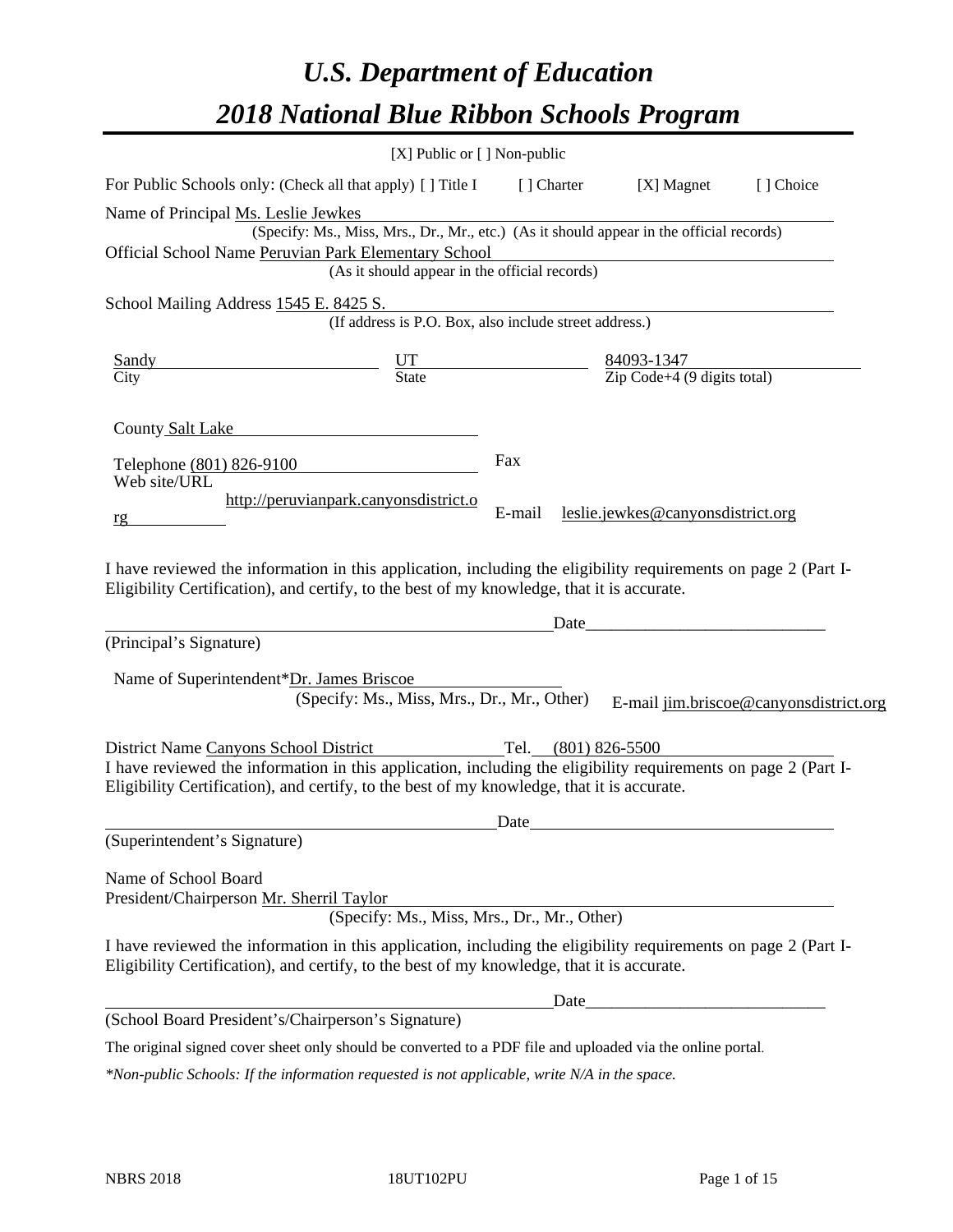# *U.S. Department of Education*

# *2018 National Blue Ribbon Schools Program*

[X] Public or [ ] Non-public

For Public Schools only: (Check all that apply) [ ] Title I [ ] Charter [X] Magnet [ ] Choice

Name of Principal Ms. Leslie Jewkes
(Specify: Ms., Miss, Mrs., Dr., Mr., etc.) (As it should appear in the official records)

Official School Name Peruvian Park Elementary School
(As it should appear in the official records)

School Mailing Address 1545 E. 8425 S.
(If address is P.O. Box, also include street address.)

| Sandy | UT | 84093-1347 |
|---|---|---|
| City | State | Zip Code+4 (9 digits total) |

County Salt Lake

Telephone (801) 826-9100 Fax

Web site/URL http://peruvianpark.canyonsdistrict.org E-mail leslie.jewkes@canyonsdistrict.org

I have reviewed the information in this application, including the eligibility requirements on page 2 (Part I-Eligibility Certification), and certify, to the best of my knowledge, that it is accurate.

_______________________________________ Date_______________________

(Principal's Signature)

Name of Superintendent*Dr. James Briscoe
(Specify: Ms., Miss, Mrs., Dr., Mr., Other) E-mail jim.briscoe@canyonsdistrict.org

District Name Canyons School District Tel. (801) 826-5500

I have reviewed the information in this application, including the eligibility requirements on page 2 (Part I-Eligibility Certification), and certify, to the best of my knowledge, that it is accurate.

_______________________________________ Date_______________________

(Superintendent's Signature)

Name of School Board
President/Chairperson Mr. Sherril Taylor
(Specify: Ms., Miss, Mrs., Dr., Mr., Other)

I have reviewed the information in this application, including the eligibility requirements on page 2 (Part I-Eligibility Certification), and certify, to the best of my knowledge, that it is accurate.

_______________________________________ Date_______________________

(School Board President's/Chairperson's Signature)

The original signed cover sheet only should be converted to a PDF file and uploaded via the online portal.

*\*Non-public Schools: If the information requested is not applicable, write N/A in the space.*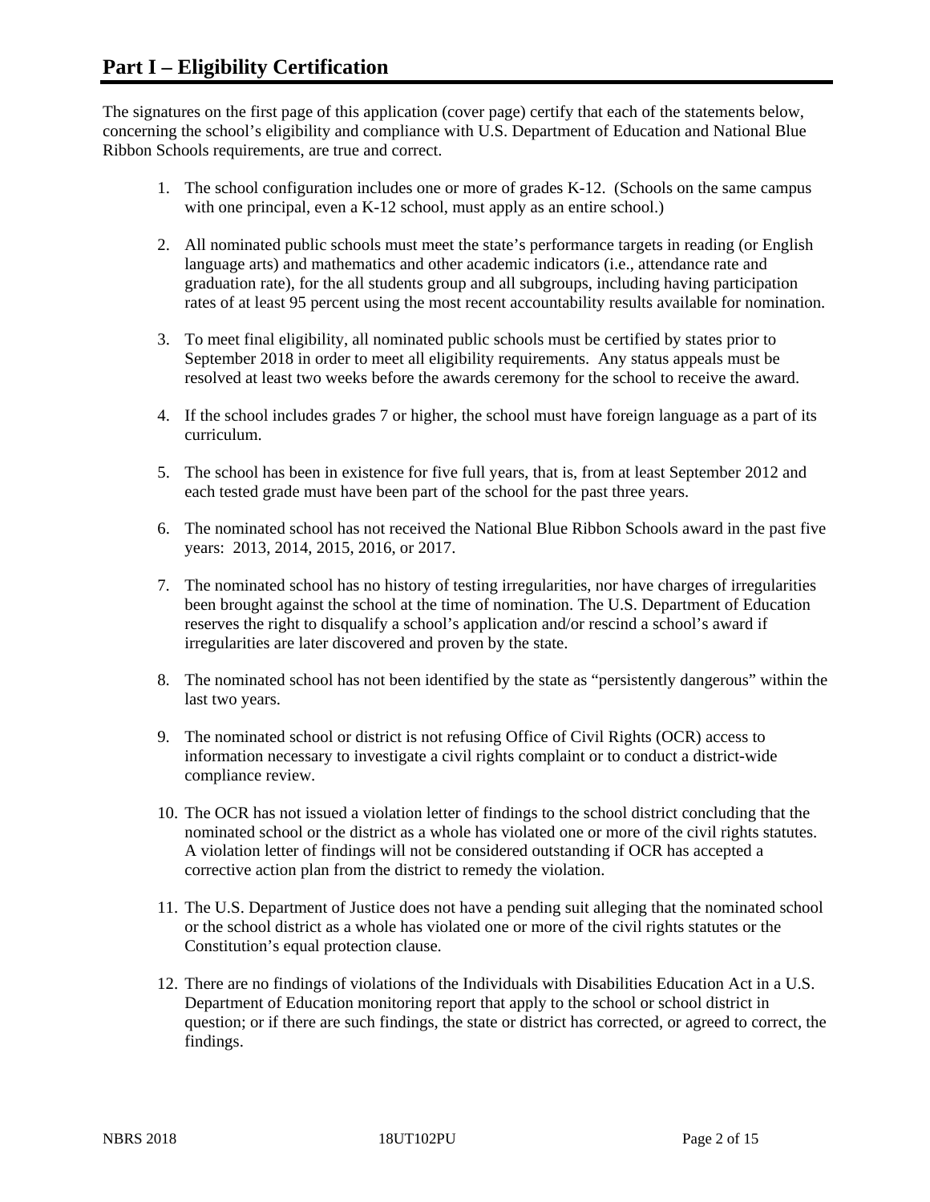# Part I – Eligibility Certification

The signatures on the first page of this application (cover page) certify that each of the statements below, concerning the school's eligibility and compliance with U.S. Department of Education and National Blue Ribbon Schools requirements, are true and correct.

1. The school configuration includes one or more of grades K-12. (Schools on the same campus with one principal, even a K-12 school, must apply as an entire school.)

2. All nominated public schools must meet the state's performance targets in reading (or English language arts) and mathematics and other academic indicators (i.e., attendance rate and graduation rate), for the all students group and all subgroups, including having participation rates of at least 95 percent using the most recent accountability results available for nomination.

3. To meet final eligibility, all nominated public schools must be certified by states prior to September 2018 in order to meet all eligibility requirements. Any status appeals must be resolved at least two weeks before the awards ceremony for the school to receive the award.

4. If the school includes grades 7 or higher, the school must have foreign language as a part of its curriculum.

5. The school has been in existence for five full years, that is, from at least September 2012 and each tested grade must have been part of the school for the past three years.

6. The nominated school has not received the National Blue Ribbon Schools award in the past five years: 2013, 2014, 2015, 2016, or 2017.

7. The nominated school has no history of testing irregularities, nor have charges of irregularities been brought against the school at the time of nomination. The U.S. Department of Education reserves the right to disqualify a school's application and/or rescind a school's award if irregularities are later discovered and proven by the state.

8. The nominated school has not been identified by the state as "persistently dangerous" within the last two years.

9. The nominated school or district is not refusing Office of Civil Rights (OCR) access to information necessary to investigate a civil rights complaint or to conduct a district-wide compliance review.

10. The OCR has not issued a violation letter of findings to the school district concluding that the nominated school or the district as a whole has violated one or more of the civil rights statutes. A violation letter of findings will not be considered outstanding if OCR has accepted a corrective action plan from the district to remedy the violation.

11. The U.S. Department of Justice does not have a pending suit alleging that the nominated school or the school district as a whole has violated one or more of the civil rights statutes or the Constitution's equal protection clause.

12. There are no findings of violations of the Individuals with Disabilities Education Act in a U.S. Department of Education monitoring report that apply to the school or school district in question; or if there are such findings, the state or district has corrected, or agreed to correct, the findings.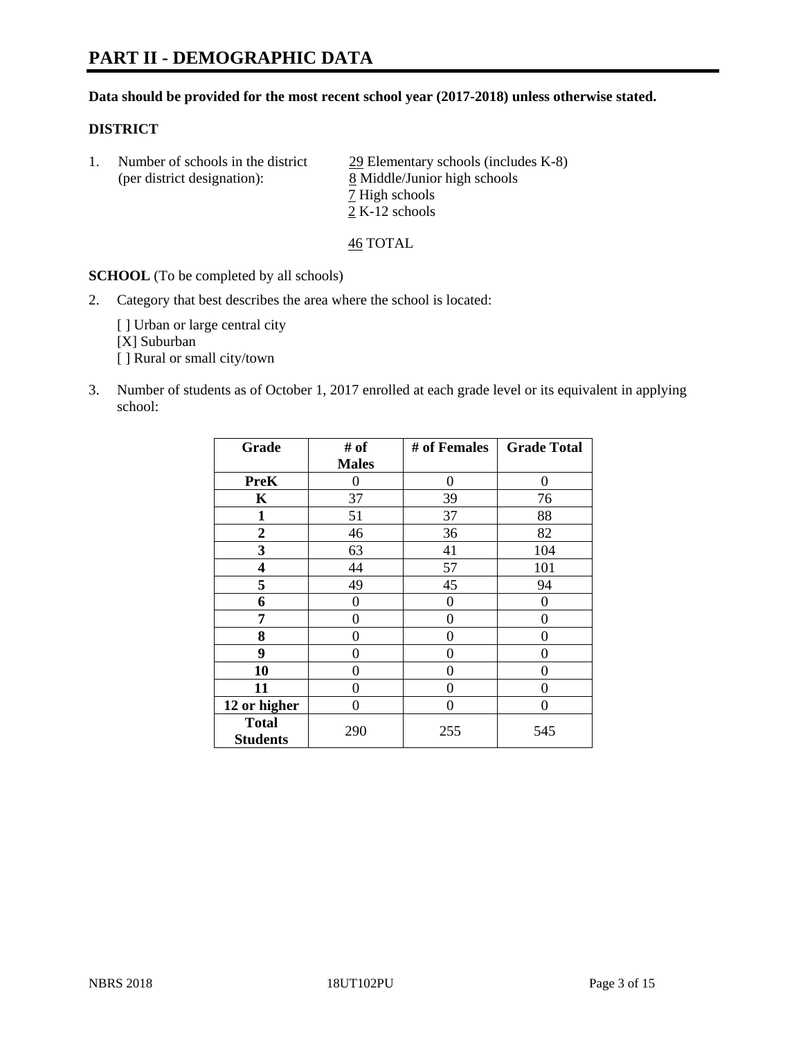# PART II - DEMOGRAPHIC DATA

**Data should be provided for the most recent school year (2017-2018) unless otherwise stated.**

**DISTRICT**

1. Number of schools in the district (per district designation):
   29 Elementary schools (includes K-8)
   8 Middle/Junior high schools
   7 High schools
   2 K-12 schools

   46 TOTAL

**SCHOOL** (To be completed by all schools)

2. Category that best describes the area where the school is located:

   [ ] Urban or large central city
   [X] Suburban
   [ ] Rural or small city/town

3. Number of students as of October 1, 2017 enrolled at each grade level or its equivalent in applying school:

| Grade | # of Males | # of Females | Grade Total |
|---|---|---|---|
| **PreK** | 0 | 0 | 0 |
| **K** | 37 | 39 | 76 |
| **1** | 51 | 37 | 88 |
| **2** | 46 | 36 | 82 |
| **3** | 63 | 41 | 104 |
| **4** | 44 | 57 | 101 |
| **5** | 49 | 45 | 94 |
| **6** | 0 | 0 | 0 |
| **7** | 0 | 0 | 0 |
| **8** | 0 | 0 | 0 |
| **9** | 0 | 0 | 0 |
| **10** | 0 | 0 | 0 |
| **11** | 0 | 0 | 0 |
| **12 or higher** | 0 | 0 | 0 |
| **Total Students** | 290 | 255 | 545 |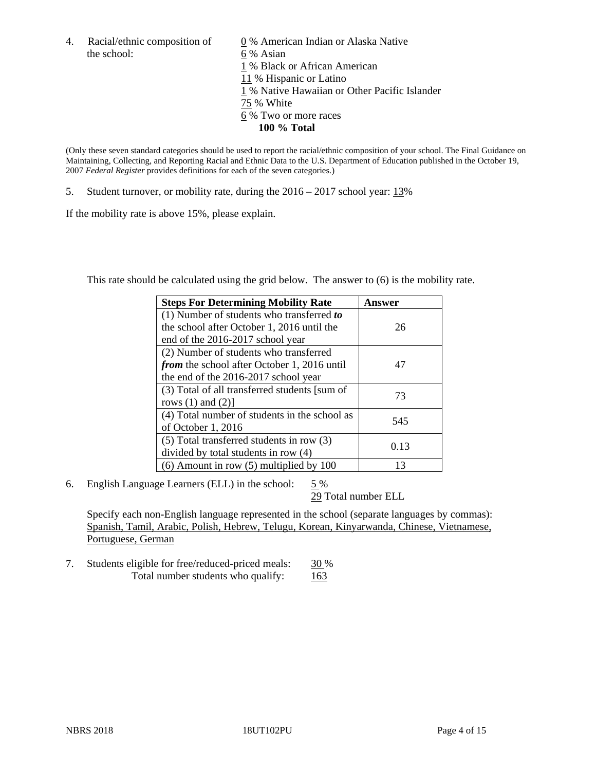4. Racial/ethnic composition of the school:

0 % American Indian or Alaska Native
6 % Asian
1 % Black or African American
11 % Hispanic or Latino
1 % Native Hawaiian or Other Pacific Islander
75 % White
6 % Two or more races
**100 % Total**

(Only these seven standard categories should be used to report the racial/ethnic composition of your school. The Final Guidance on Maintaining, Collecting, and Reporting Racial and Ethnic Data to the U.S. Department of Education published in the October 19, 2007 *Federal Register* provides definitions for each of the seven categories.)

5. Student turnover, or mobility rate, during the 2016 – 2017 school year: 13%

If the mobility rate is above 15%, please explain.

This rate should be calculated using the grid below. The answer to (6) is the mobility rate.

| **Steps For Determining Mobility Rate** | **Answer** |
| --- | --- |
| (1) Number of students who transferred ***to*** the school after October 1, 2016 until the end of the 2016-2017 school year | 26 |
| (2) Number of students who transferred ***from*** the school after October 1, 2016 until the end of the 2016-2017 school year | 47 |
| (3) Total of all transferred students [sum of rows (1) and (2)] | 73 |
| (4) Total number of students in the school as of October 1, 2016 | 545 |
| (5) Total transferred students in row (3) divided by total students in row (4) | 0.13 |
| (6) Amount in row (5) multiplied by 100 | 13 |

6. English Language Learners (ELL) in the school: 5 %
29 Total number ELL

Specify each non-English language represented in the school (separate languages by commas):
Spanish, Tamil, Arabic, Polish, Hebrew, Telugu, Korean, Kinyarwanda, Chinese, Vietnamese, Portuguese, German

7. Students eligible for free/reduced-priced meals: 30 %
Total number students who qualify: 163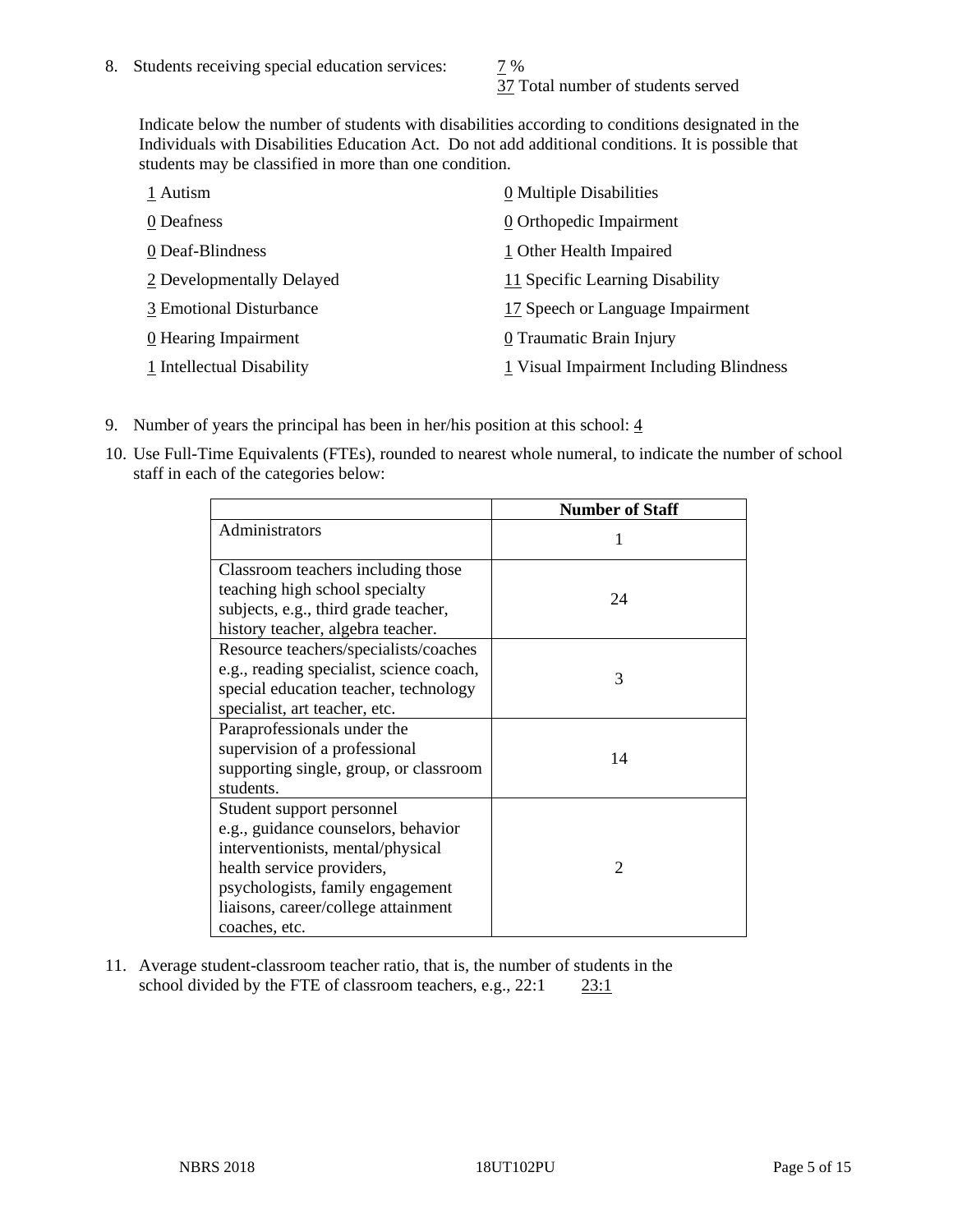8. Students receiving special education services: 7 %
   37 Total number of students served

   Indicate below the number of students with disabilities according to conditions designated in the Individuals with Disabilities Education Act. Do not add additional conditions. It is possible that students may be classified in more than one condition.

   1 Autism
   0 Deafness
   0 Deaf-Blindness
   2 Developmentally Delayed
   3 Emotional Disturbance
   0 Hearing Impairment
   1 Intellectual Disability
   0 Multiple Disabilities
   0 Orthopedic Impairment
   1 Other Health Impaired
   11 Specific Learning Disability
   17 Speech or Language Impairment
   0 Traumatic Brain Injury
   1 Visual Impairment Including Blindness

9. Number of years the principal has been in her/his position at this school: 4

10. Use Full-Time Equivalents (FTEs), rounded to nearest whole numeral, to indicate the number of school staff in each of the categories below:

| | Number of Staff |
|---|---|
| Administrators | 1 |
| Classroom teachers including those teaching high school specialty subjects, e.g., third grade teacher, history teacher, algebra teacher. | 24 |
| Resource teachers/specialists/coaches e.g., reading specialist, science coach, special education teacher, technology specialist, art teacher, etc. | 3 |
| Paraprofessionals under the supervision of a professional supporting single, group, or classroom students. | 14 |
| Student support personnel e.g., guidance counselors, behavior interventionists, mental/physical health service providers, psychologists, family engagement liaisons, career/college attainment coaches, etc. | 2 |

11. Average student-classroom teacher ratio, that is, the number of students in the school divided by the FTE of classroom teachers, e.g., 22:1    23:1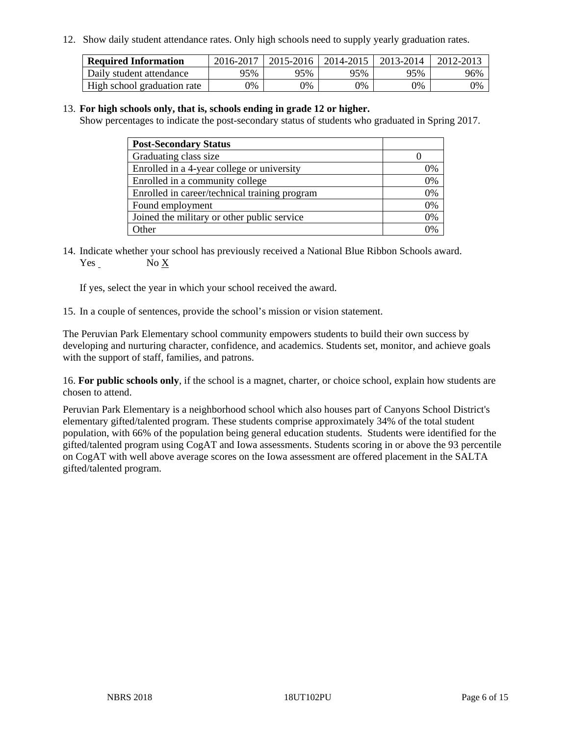12. Show daily student attendance rates. Only high schools need to supply yearly graduation rates.

| **Required Information** | 2016-2017 | 2015-2016 | 2014-2015 | 2013-2014 | 2012-2013 |
|---|---|---|---|---|---|
| Daily student attendance | 95% | 95% | 95% | 95% | 96% |
| High school graduation rate | 0% | 0% | 0% | 0% | 0% |

13. **For high schools only, that is, schools ending in grade 12 or higher.**
Show percentages to indicate the post-secondary status of students who graduated in Spring 2017.

| **Post-Secondary Status** | |
|---|---|
| Graduating class size | 0 |
| Enrolled in a 4-year college or university | 0% |
| Enrolled in a community college | 0% |
| Enrolled in career/technical training program | 0% |
| Found employment | 0% |
| Joined the military or other public service | 0% |
| Other | 0% |

14. Indicate whether your school has previously received a National Blue Ribbon Schools award.
Yes  No X

If yes, select the year in which your school received the award.

15. In a couple of sentences, provide the school's mission or vision statement.

The Peruvian Park Elementary school community empowers students to build their own success by developing and nurturing character, confidence, and academics. Students set, monitor, and achieve goals with the support of staff, families, and patrons.

16. **For public schools only**, if the school is a magnet, charter, or choice school, explain how students are chosen to attend.

Peruvian Park Elementary is a neighborhood school which also houses part of Canyons School District's elementary gifted/talented program. These students comprise approximately 34% of the total student population, with 66% of the population being general education students. Students were identified for the gifted/talented program using CogAT and Iowa assessments. Students scoring in or above the 93 percentile on CogAT with well above average scores on the Iowa assessment are offered placement in the SALTA gifted/talented program.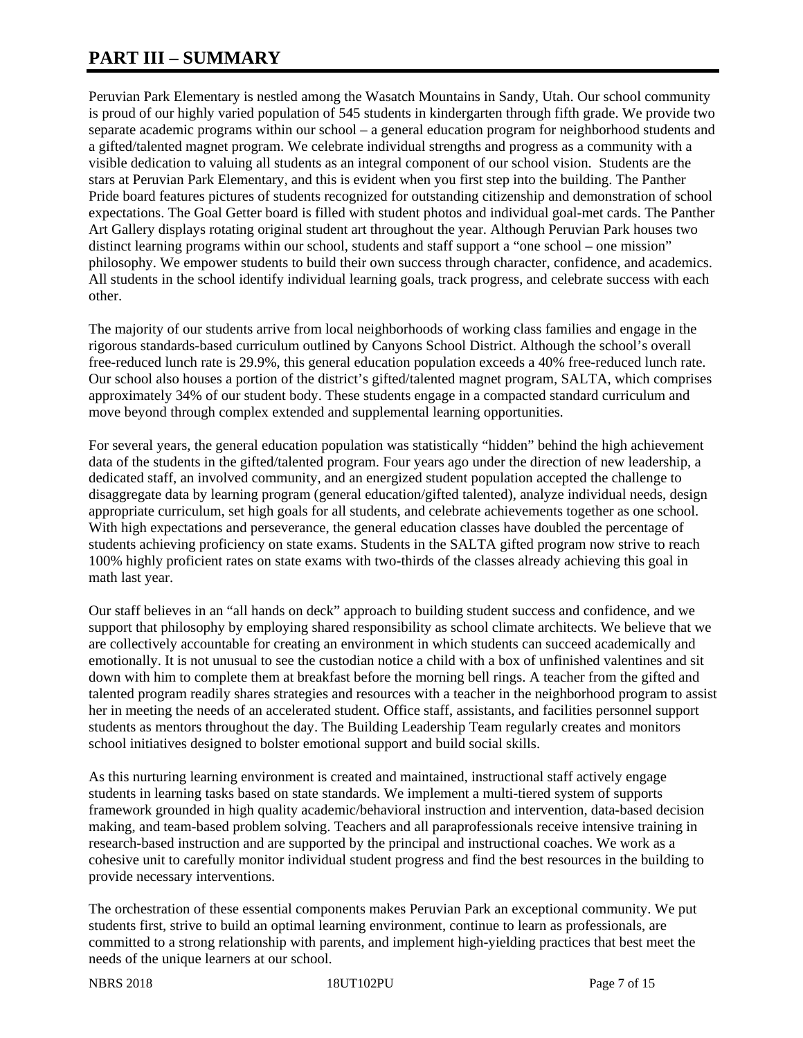# PART III – SUMMARY

Peruvian Park Elementary is nestled among the Wasatch Mountains in Sandy, Utah. Our school community is proud of our highly varied population of 545 students in kindergarten through fifth grade. We provide two separate academic programs within our school – a general education program for neighborhood students and a gifted/talented magnet program. We celebrate individual strengths and progress as a community with a visible dedication to valuing all students as an integral component of our school vision. Students are the stars at Peruvian Park Elementary, and this is evident when you first step into the building. The Panther Pride board features pictures of students recognized for outstanding citizenship and demonstration of school expectations. The Goal Getter board is filled with student photos and individual goal-met cards. The Panther Art Gallery displays rotating original student art throughout the year. Although Peruvian Park houses two distinct learning programs within our school, students and staff support a "one school – one mission" philosophy. We empower students to build their own success through character, confidence, and academics. All students in the school identify individual learning goals, track progress, and celebrate success with each other.

The majority of our students arrive from local neighborhoods of working class families and engage in the rigorous standards-based curriculum outlined by Canyons School District. Although the school's overall free-reduced lunch rate is 29.9%, this general education population exceeds a 40% free-reduced lunch rate. Our school also houses a portion of the district's gifted/talented magnet program, SALTA, which comprises approximately 34% of our student body. These students engage in a compacted standard curriculum and move beyond through complex extended and supplemental learning opportunities.

For several years, the general education population was statistically "hidden" behind the high achievement data of the students in the gifted/talented program. Four years ago under the direction of new leadership, a dedicated staff, an involved community, and an energized student population accepted the challenge to disaggregate data by learning program (general education/gifted talented), analyze individual needs, design appropriate curriculum, set high goals for all students, and celebrate achievements together as one school. With high expectations and perseverance, the general education classes have doubled the percentage of students achieving proficiency on state exams. Students in the SALTA gifted program now strive to reach 100% highly proficient rates on state exams with two-thirds of the classes already achieving this goal in math last year.

Our staff believes in an "all hands on deck" approach to building student success and confidence, and we support that philosophy by employing shared responsibility as school climate architects. We believe that we are collectively accountable for creating an environment in which students can succeed academically and emotionally. It is not unusual to see the custodian notice a child with a box of unfinished valentines and sit down with him to complete them at breakfast before the morning bell rings. A teacher from the gifted and talented program readily shares strategies and resources with a teacher in the neighborhood program to assist her in meeting the needs of an accelerated student. Office staff, assistants, and facilities personnel support students as mentors throughout the day. The Building Leadership Team regularly creates and monitors school initiatives designed to bolster emotional support and build social skills.

As this nurturing learning environment is created and maintained, instructional staff actively engage students in learning tasks based on state standards. We implement a multi-tiered system of supports framework grounded in high quality academic/behavioral instruction and intervention, data-based decision making, and team-based problem solving. Teachers and all paraprofessionals receive intensive training in research-based instruction and are supported by the principal and instructional coaches. We work as a cohesive unit to carefully monitor individual student progress and find the best resources in the building to provide necessary interventions.

The orchestration of these essential components makes Peruvian Park an exceptional community. We put students first, strive to build an optimal learning environment, continue to learn as professionals, are committed to a strong relationship with parents, and implement high-yielding practices that best meet the needs of the unique learners at our school.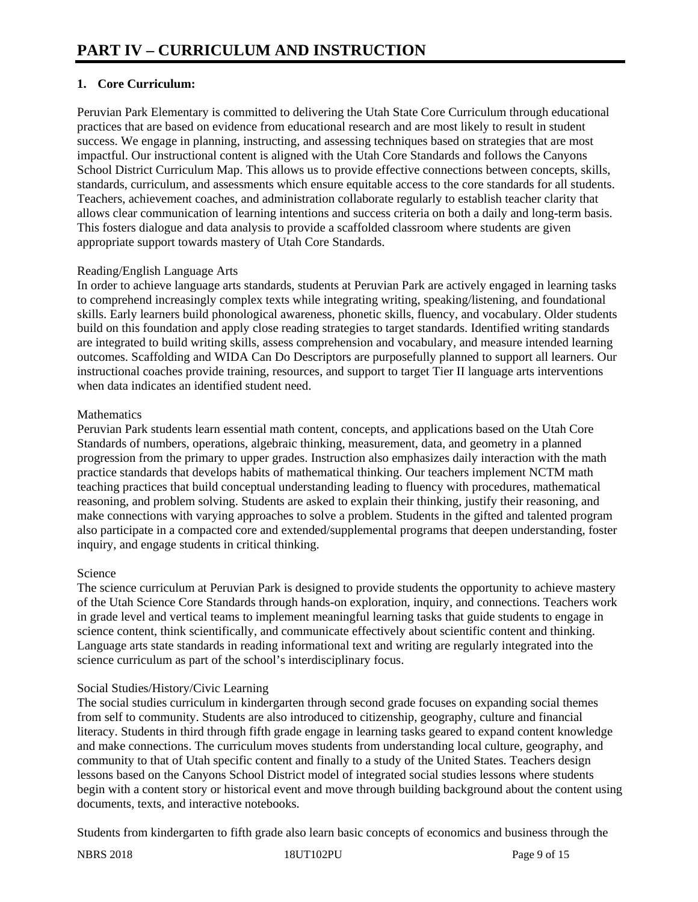# PART IV – CURRICULUM AND INSTRUCTION

**1. Core Curriculum:**

Peruvian Park Elementary is committed to delivering the Utah State Core Curriculum through educational practices that are based on evidence from educational research and are most likely to result in student success. We engage in planning, instructing, and assessing techniques based on strategies that are most impactful. Our instructional content is aligned with the Utah Core Standards and follows the Canyons School District Curriculum Map. This allows us to provide effective connections between concepts, skills, standards, curriculum, and assessments which ensure equitable access to the core standards for all students. Teachers, achievement coaches, and administration collaborate regularly to establish teacher clarity that allows clear communication of learning intentions and success criteria on both a daily and long-term basis. This fosters dialogue and data analysis to provide a scaffolded classroom where students are given appropriate support towards mastery of Utah Core Standards.

Reading/English Language Arts
In order to achieve language arts standards, students at Peruvian Park are actively engaged in learning tasks to comprehend increasingly complex texts while integrating writing, speaking/listening, and foundational skills. Early learners build phonological awareness, phonetic skills, fluency, and vocabulary. Older students build on this foundation and apply close reading strategies to target standards. Identified writing standards are integrated to build writing skills, assess comprehension and vocabulary, and measure intended learning outcomes. Scaffolding and WIDA Can Do Descriptors are purposefully planned to support all learners. Our instructional coaches provide training, resources, and support to target Tier II language arts interventions when data indicates an identified student need.

Mathematics
Peruvian Park students learn essential math content, concepts, and applications based on the Utah Core Standards of numbers, operations, algebraic thinking, measurement, data, and geometry in a planned progression from the primary to upper grades. Instruction also emphasizes daily interaction with the math practice standards that develops habits of mathematical thinking. Our teachers implement NCTM math teaching practices that build conceptual understanding leading to fluency with procedures, mathematical reasoning, and problem solving. Students are asked to explain their thinking, justify their reasoning, and make connections with varying approaches to solve a problem. Students in the gifted and talented program also participate in a compacted core and extended/supplemental programs that deepen understanding, foster inquiry, and engage students in critical thinking.

Science
The science curriculum at Peruvian Park is designed to provide students the opportunity to achieve mastery of the Utah Science Core Standards through hands-on exploration, inquiry, and connections. Teachers work in grade level and vertical teams to implement meaningful learning tasks that guide students to engage in science content, think scientifically, and communicate effectively about scientific content and thinking. Language arts state standards in reading informational text and writing are regularly integrated into the science curriculum as part of the school's interdisciplinary focus.

Social Studies/History/Civic Learning
The social studies curriculum in kindergarten through second grade focuses on expanding social themes from self to community. Students are also introduced to citizenship, geography, culture and financial literacy. Students in third through fifth grade engage in learning tasks geared to expand content knowledge and make connections. The curriculum moves students from understanding local culture, geography, and community to that of Utah specific content and finally to a study of the United States. Teachers design lessons based on the Canyons School District model of integrated social studies lessons where students begin with a content story or historical event and move through building background about the content using documents, texts, and interactive notebooks.

Students from kindergarten to fifth grade also learn basic concepts of economics and business through the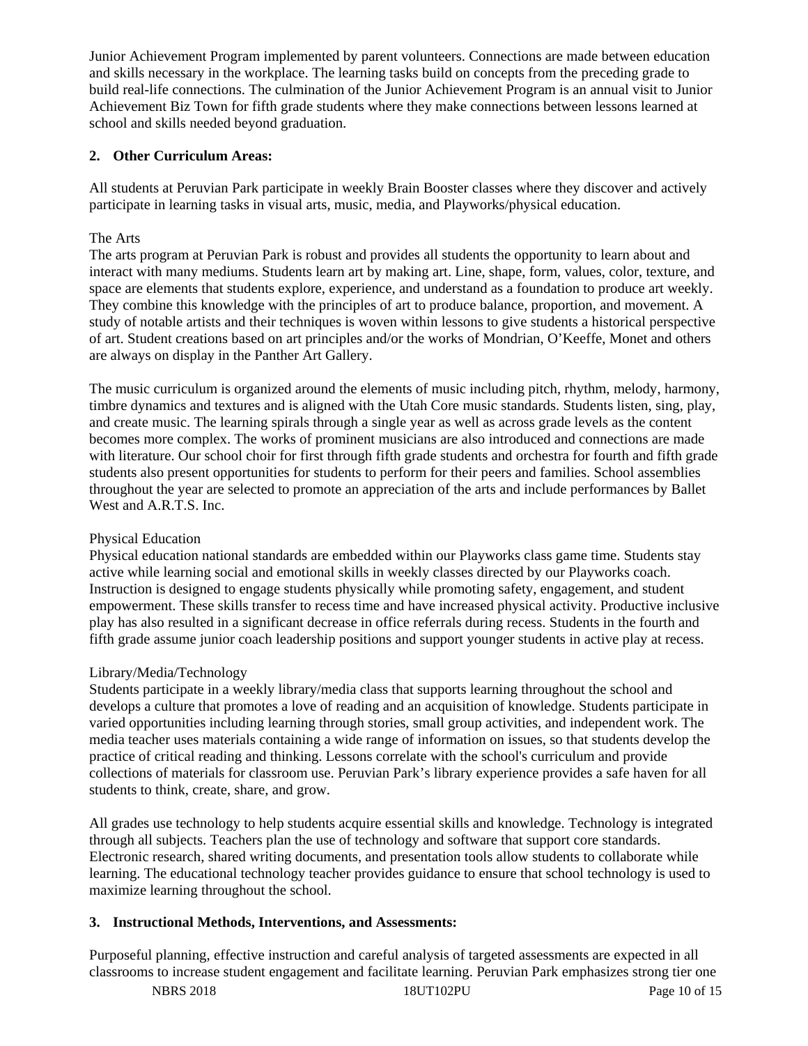Junior Achievement Program implemented by parent volunteers. Connections are made between education and skills necessary in the workplace. The learning tasks build on concepts from the preceding grade to build real-life connections. The culmination of the Junior Achievement Program is an annual visit to Junior Achievement Biz Town for fifth grade students where they make connections between lessons learned at school and skills needed beyond graduation.

**2. Other Curriculum Areas:**

All students at Peruvian Park participate in weekly Brain Booster classes where they discover and actively participate in learning tasks in visual arts, music, media, and Playworks/physical education.

The Arts

The arts program at Peruvian Park is robust and provides all students the opportunity to learn about and interact with many mediums. Students learn art by making art. Line, shape, form, values, color, texture, and space are elements that students explore, experience, and understand as a foundation to produce art weekly. They combine this knowledge with the principles of art to produce balance, proportion, and movement. A study of notable artists and their techniques is woven within lessons to give students a historical perspective of art. Student creations based on art principles and/or the works of Mondrian, O'Keeffe, Monet and others are always on display in the Panther Art Gallery.

The music curriculum is organized around the elements of music including pitch, rhythm, melody, harmony, timbre dynamics and textures and is aligned with the Utah Core music standards. Students listen, sing, play, and create music. The learning spirals through a single year as well as across grade levels as the content becomes more complex. The works of prominent musicians are also introduced and connections are made with literature. Our school choir for first through fifth grade students and orchestra for fourth and fifth grade students also present opportunities for students to perform for their peers and families. School assemblies throughout the year are selected to promote an appreciation of the arts and include performances by Ballet West and A.R.T.S. Inc.

Physical Education

Physical education national standards are embedded within our Playworks class game time. Students stay active while learning social and emotional skills in weekly classes directed by our Playworks coach. Instruction is designed to engage students physically while promoting safety, engagement, and student empowerment. These skills transfer to recess time and have increased physical activity. Productive inclusive play has also resulted in a significant decrease in office referrals during recess. Students in the fourth and fifth grade assume junior coach leadership positions and support younger students in active play at recess.

Library/Media/Technology

Students participate in a weekly library/media class that supports learning throughout the school and develops a culture that promotes a love of reading and an acquisition of knowledge. Students participate in varied opportunities including learning through stories, small group activities, and independent work. The media teacher uses materials containing a wide range of information on issues, so that students develop the practice of critical reading and thinking. Lessons correlate with the school's curriculum and provide collections of materials for classroom use. Peruvian Park's library experience provides a safe haven for all students to think, create, share, and grow.

All grades use technology to help students acquire essential skills and knowledge. Technology is integrated through all subjects. Teachers plan the use of technology and software that support core standards. Electronic research, shared writing documents, and presentation tools allow students to collaborate while learning. The educational technology teacher provides guidance to ensure that school technology is used to maximize learning throughout the school.

**3. Instructional Methods, Interventions, and Assessments:**

Purposeful planning, effective instruction and careful analysis of targeted assessments are expected in all classrooms to increase student engagement and facilitate learning. Peruvian Park emphasizes strong tier one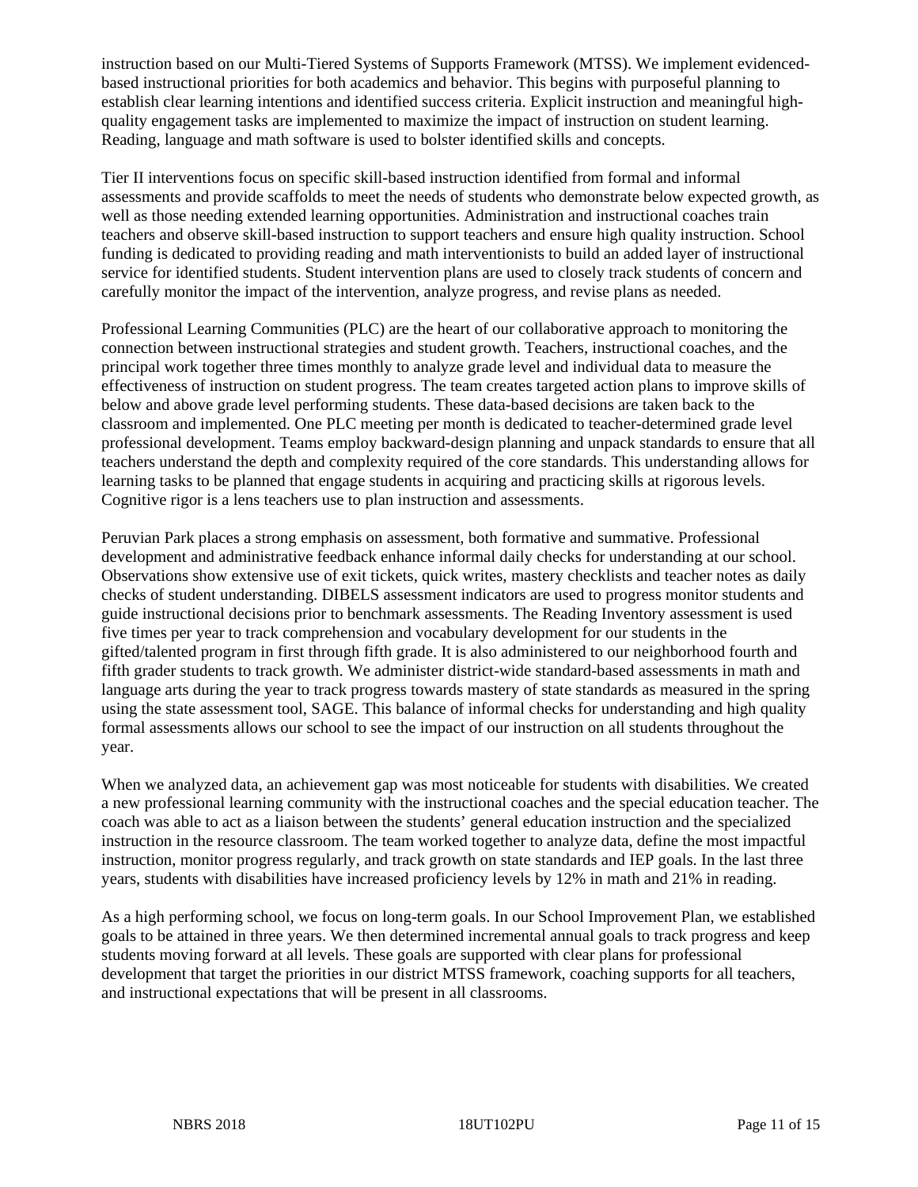instruction based on our Multi-Tiered Systems of Supports Framework (MTSS). We implement evidenced-based instructional priorities for both academics and behavior. This begins with purposeful planning to establish clear learning intentions and identified success criteria. Explicit instruction and meaningful high-quality engagement tasks are implemented to maximize the impact of instruction on student learning. Reading, language and math software is used to bolster identified skills and concepts.

Tier II interventions focus on specific skill-based instruction identified from formal and informal assessments and provide scaffolds to meet the needs of students who demonstrate below expected growth, as well as those needing extended learning opportunities. Administration and instructional coaches train teachers and observe skill-based instruction to support teachers and ensure high quality instruction. School funding is dedicated to providing reading and math interventionists to build an added layer of instructional service for identified students. Student intervention plans are used to closely track students of concern and carefully monitor the impact of the intervention, analyze progress, and revise plans as needed.

Professional Learning Communities (PLC) are the heart of our collaborative approach to monitoring the connection between instructional strategies and student growth. Teachers, instructional coaches, and the principal work together three times monthly to analyze grade level and individual data to measure the effectiveness of instruction on student progress. The team creates targeted action plans to improve skills of below and above grade level performing students. These data-based decisions are taken back to the classroom and implemented. One PLC meeting per month is dedicated to teacher-determined grade level professional development. Teams employ backward-design planning and unpack standards to ensure that all teachers understand the depth and complexity required of the core standards. This understanding allows for learning tasks to be planned that engage students in acquiring and practicing skills at rigorous levels. Cognitive rigor is a lens teachers use to plan instruction and assessments.

Peruvian Park places a strong emphasis on assessment, both formative and summative. Professional development and administrative feedback enhance informal daily checks for understanding at our school. Observations show extensive use of exit tickets, quick writes, mastery checklists and teacher notes as daily checks of student understanding. DIBELS assessment indicators are used to progress monitor students and guide instructional decisions prior to benchmark assessments. The Reading Inventory assessment is used five times per year to track comprehension and vocabulary development for our students in the gifted/talented program in first through fifth grade. It is also administered to our neighborhood fourth and fifth grader students to track growth. We administer district-wide standard-based assessments in math and language arts during the year to track progress towards mastery of state standards as measured in the spring using the state assessment tool, SAGE. This balance of informal checks for understanding and high quality formal assessments allows our school to see the impact of our instruction on all students throughout the year.

When we analyzed data, an achievement gap was most noticeable for students with disabilities. We created a new professional learning community with the instructional coaches and the special education teacher. The coach was able to act as a liaison between the students' general education instruction and the specialized instruction in the resource classroom. The team worked together to analyze data, define the most impactful instruction, monitor progress regularly, and track growth on state standards and IEP goals. In the last three years, students with disabilities have increased proficiency levels by 12% in math and 21% in reading.

As a high performing school, we focus on long-term goals. In our School Improvement Plan, we established goals to be attained in three years. We then determined incremental annual goals to track progress and keep students moving forward at all levels. These goals are supported with clear plans for professional development that target the priorities in our district MTSS framework, coaching supports for all teachers, and instructional expectations that will be present in all classrooms.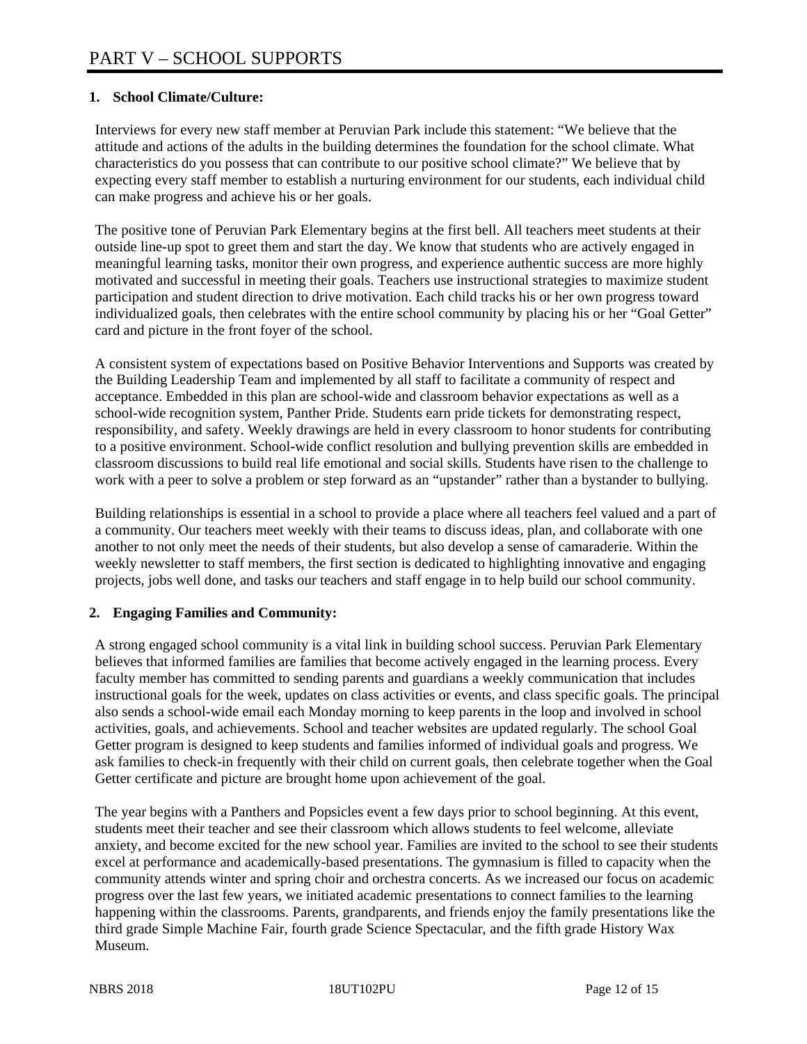# PART V – SCHOOL SUPPORTS

**1. School Climate/Culture:**

Interviews for every new staff member at Peruvian Park include this statement: "We believe that the attitude and actions of the adults in the building determines the foundation for the school climate. What characteristics do you possess that can contribute to our positive school climate?" We believe that by expecting every staff member to establish a nurturing environment for our students, each individual child can make progress and achieve his or her goals.

The positive tone of Peruvian Park Elementary begins at the first bell. All teachers meet students at their outside line-up spot to greet them and start the day. We know that students who are actively engaged in meaningful learning tasks, monitor their own progress, and experience authentic success are more highly motivated and successful in meeting their goals. Teachers use instructional strategies to maximize student participation and student direction to drive motivation. Each child tracks his or her own progress toward individualized goals, then celebrates with the entire school community by placing his or her "Goal Getter" card and picture in the front foyer of the school.

A consistent system of expectations based on Positive Behavior Interventions and Supports was created by the Building Leadership Team and implemented by all staff to facilitate a community of respect and acceptance. Embedded in this plan are school-wide and classroom behavior expectations as well as a school-wide recognition system, Panther Pride. Students earn pride tickets for demonstrating respect, responsibility, and safety. Weekly drawings are held in every classroom to honor students for contributing to a positive environment. School-wide conflict resolution and bullying prevention skills are embedded in classroom discussions to build real life emotional and social skills. Students have risen to the challenge to work with a peer to solve a problem or step forward as an "upstander" rather than a bystander to bullying.

Building relationships is essential in a school to provide a place where all teachers feel valued and a part of a community. Our teachers meet weekly with their teams to discuss ideas, plan, and collaborate with one another to not only meet the needs of their students, but also develop a sense of camaraderie. Within the weekly newsletter to staff members, the first section is dedicated to highlighting innovative and engaging projects, jobs well done, and tasks our teachers and staff engage in to help build our school community.

**2. Engaging Families and Community:**

A strong engaged school community is a vital link in building school success. Peruvian Park Elementary believes that informed families are families that become actively engaged in the learning process. Every faculty member has committed to sending parents and guardians a weekly communication that includes instructional goals for the week, updates on class activities or events, and class specific goals. The principal also sends a school-wide email each Monday morning to keep parents in the loop and involved in school activities, goals, and achievements. School and teacher websites are updated regularly. The school Goal Getter program is designed to keep students and families informed of individual goals and progress. We ask families to check-in frequently with their child on current goals, then celebrate together when the Goal Getter certificate and picture are brought home upon achievement of the goal.

The year begins with a Panthers and Popsicles event a few days prior to school beginning. At this event, students meet their teacher and see their classroom which allows students to feel welcome, alleviate anxiety, and become excited for the new school year. Families are invited to the school to see their students excel at performance and academically-based presentations. The gymnasium is filled to capacity when the community attends winter and spring choir and orchestra concerts. As we increased our focus on academic progress over the last few years, we initiated academic presentations to connect families to the learning happening within the classrooms. Parents, grandparents, and friends enjoy the family presentations like the third grade Simple Machine Fair, fourth grade Science Spectacular, and the fifth grade History Wax Museum.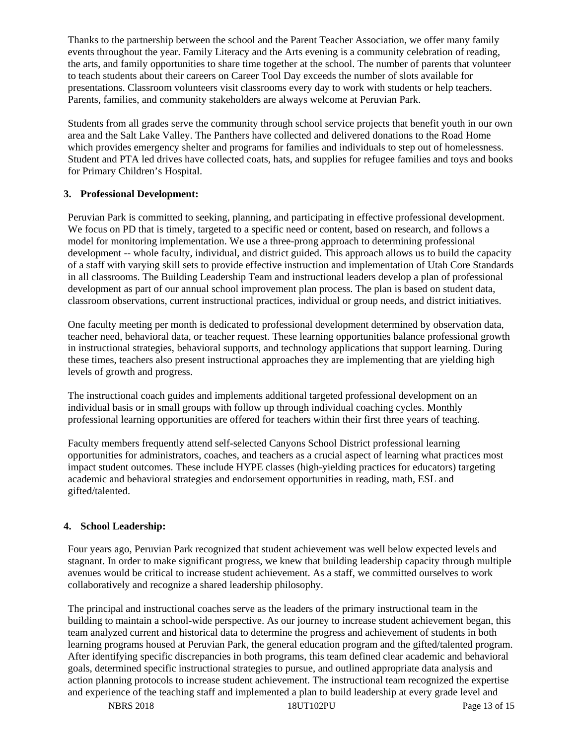Thanks to the partnership between the school and the Parent Teacher Association, we offer many family events throughout the year. Family Literacy and the Arts evening is a community celebration of reading, the arts, and family opportunities to share time together at the school. The number of parents that volunteer to teach students about their careers on Career Tool Day exceeds the number of slots available for presentations. Classroom volunteers visit classrooms every day to work with students or help teachers. Parents, families, and community stakeholders are always welcome at Peruvian Park.

Students from all grades serve the community through school service projects that benefit youth in our own area and the Salt Lake Valley. The Panthers have collected and delivered donations to the Road Home which provides emergency shelter and programs for families and individuals to step out of homelessness. Student and PTA led drives have collected coats, hats, and supplies for refugee families and toys and books for Primary Children's Hospital.

### 3. Professional Development:

Peruvian Park is committed to seeking, planning, and participating in effective professional development. We focus on PD that is timely, targeted to a specific need or content, based on research, and follows a model for monitoring implementation. We use a three-prong approach to determining professional development -- whole faculty, individual, and district guided. This approach allows us to build the capacity of a staff with varying skill sets to provide effective instruction and implementation of Utah Core Standards in all classrooms. The Building Leadership Team and instructional leaders develop a plan of professional development as part of our annual school improvement plan process. The plan is based on student data, classroom observations, current instructional practices, individual or group needs, and district initiatives.

One faculty meeting per month is dedicated to professional development determined by observation data, teacher need, behavioral data, or teacher request. These learning opportunities balance professional growth in instructional strategies, behavioral supports, and technology applications that support learning. During these times, teachers also present instructional approaches they are implementing that are yielding high levels of growth and progress.

The instructional coach guides and implements additional targeted professional development on an individual basis or in small groups with follow up through individual coaching cycles. Monthly professional learning opportunities are offered for teachers within their first three years of teaching.

Faculty members frequently attend self-selected Canyons School District professional learning opportunities for administrators, coaches, and teachers as a crucial aspect of learning what practices most impact student outcomes. These include HYPE classes (high-yielding practices for educators) targeting academic and behavioral strategies and endorsement opportunities in reading, math, ESL and gifted/talented.

### 4. School Leadership:

Four years ago, Peruvian Park recognized that student achievement was well below expected levels and stagnant. In order to make significant progress, we knew that building leadership capacity through multiple avenues would be critical to increase student achievement. As a staff, we committed ourselves to work collaboratively and recognize a shared leadership philosophy.

The principal and instructional coaches serve as the leaders of the primary instructional team in the building to maintain a school-wide perspective. As our journey to increase student achievement began, this team analyzed current and historical data to determine the progress and achievement of students in both learning programs housed at Peruvian Park, the general education program and the gifted/talented program. After identifying specific discrepancies in both programs, this team defined clear academic and behavioral goals, determined specific instructional strategies to pursue, and outlined appropriate data analysis and action planning protocols to increase student achievement. The instructional team recognized the expertise and experience of the teaching staff and implemented a plan to build leadership at every grade level and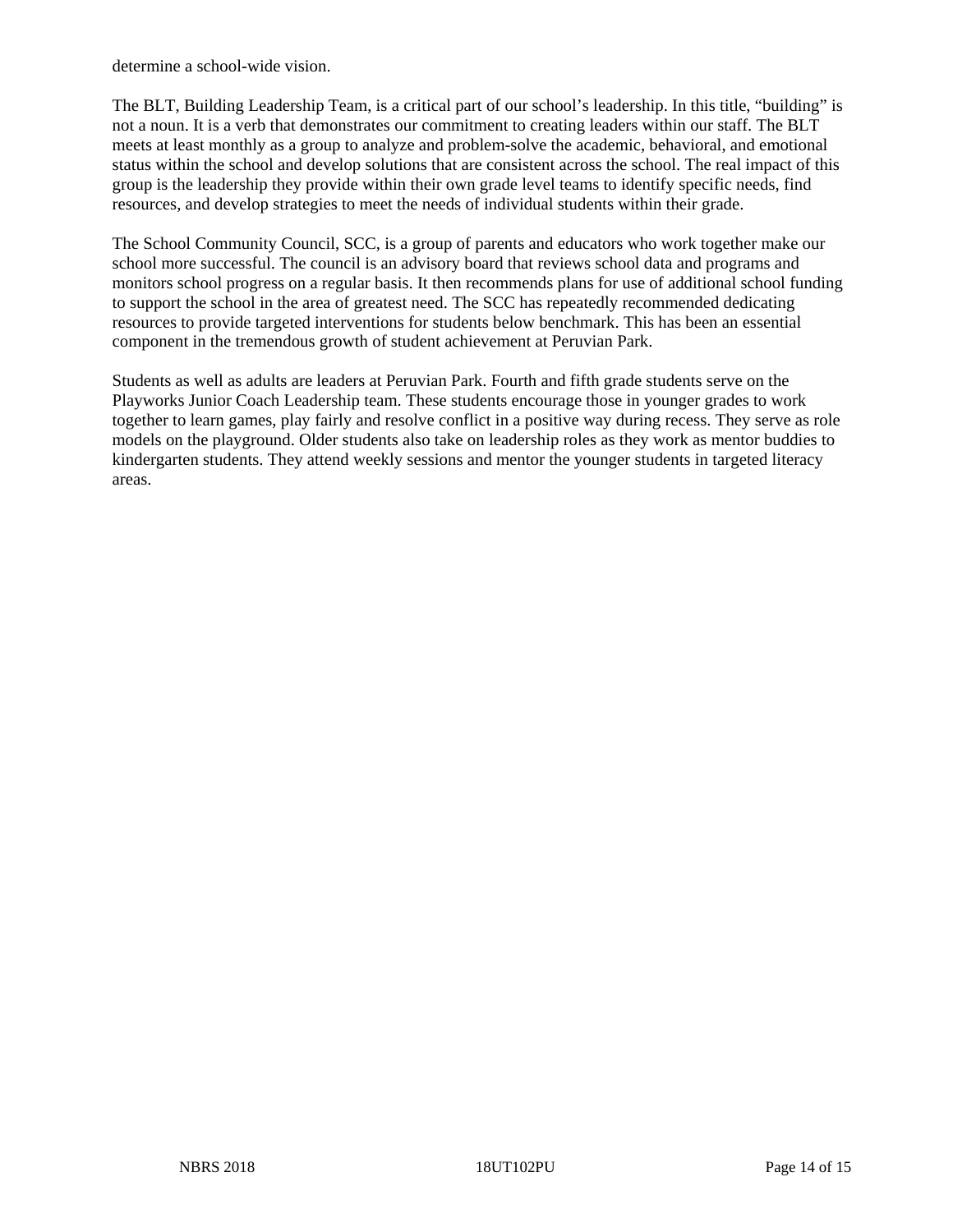determine a school-wide vision.

The BLT, Building Leadership Team, is a critical part of our school's leadership. In this title, "building" is not a noun. It is a verb that demonstrates our commitment to creating leaders within our staff. The BLT meets at least monthly as a group to analyze and problem-solve the academic, behavioral, and emotional status within the school and develop solutions that are consistent across the school. The real impact of this group is the leadership they provide within their own grade level teams to identify specific needs, find resources, and develop strategies to meet the needs of individual students within their grade.

The School Community Council, SCC, is a group of parents and educators who work together make our school more successful. The council is an advisory board that reviews school data and programs and monitors school progress on a regular basis. It then recommends plans for use of additional school funding to support the school in the area of greatest need. The SCC has repeatedly recommended dedicating resources to provide targeted interventions for students below benchmark. This has been an essential component in the tremendous growth of student achievement at Peruvian Park.

Students as well as adults are leaders at Peruvian Park. Fourth and fifth grade students serve on the Playworks Junior Coach Leadership team. These students encourage those in younger grades to work together to learn games, play fairly and resolve conflict in a positive way during recess. They serve as role models on the playground. Older students also take on leadership roles as they work as mentor buddies to kindergarten students. They attend weekly sessions and mentor the younger students in targeted literacy areas.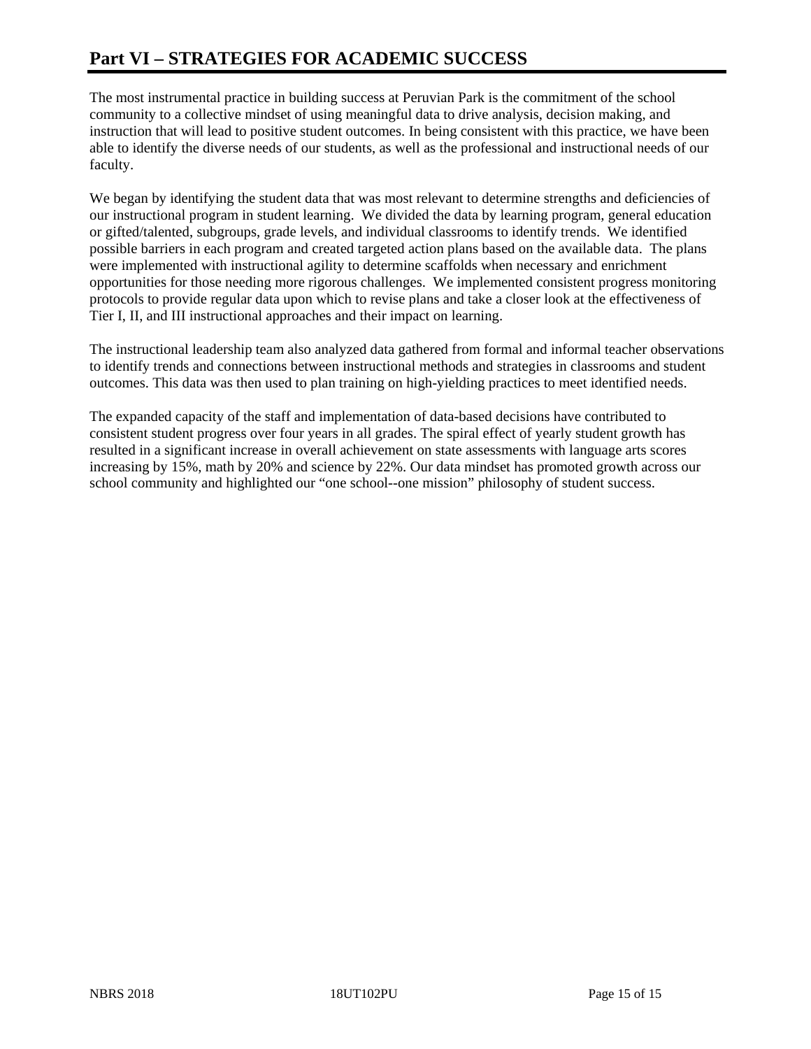# Part VI – STRATEGIES FOR ACADEMIC SUCCESS

The most instrumental practice in building success at Peruvian Park is the commitment of the school community to a collective mindset of using meaningful data to drive analysis, decision making, and instruction that will lead to positive student outcomes. In being consistent with this practice, we have been able to identify the diverse needs of our students, as well as the professional and instructional needs of our faculty.

We began by identifying the student data that was most relevant to determine strengths and deficiencies of our instructional program in student learning. We divided the data by learning program, general education or gifted/talented, subgroups, grade levels, and individual classrooms to identify trends. We identified possible barriers in each program and created targeted action plans based on the available data. The plans were implemented with instructional agility to determine scaffolds when necessary and enrichment opportunities for those needing more rigorous challenges. We implemented consistent progress monitoring protocols to provide regular data upon which to revise plans and take a closer look at the effectiveness of Tier I, II, and III instructional approaches and their impact on learning.

The instructional leadership team also analyzed data gathered from formal and informal teacher observations to identify trends and connections between instructional methods and strategies in classrooms and student outcomes. This data was then used to plan training on high-yielding practices to meet identified needs.

The expanded capacity of the staff and implementation of data-based decisions have contributed to consistent student progress over four years in all grades. The spiral effect of yearly student growth has resulted in a significant increase in overall achievement on state assessments with language arts scores increasing by 15%, math by 20% and science by 22%. Our data mindset has promoted growth across our school community and highlighted our "one school--one mission" philosophy of student success.